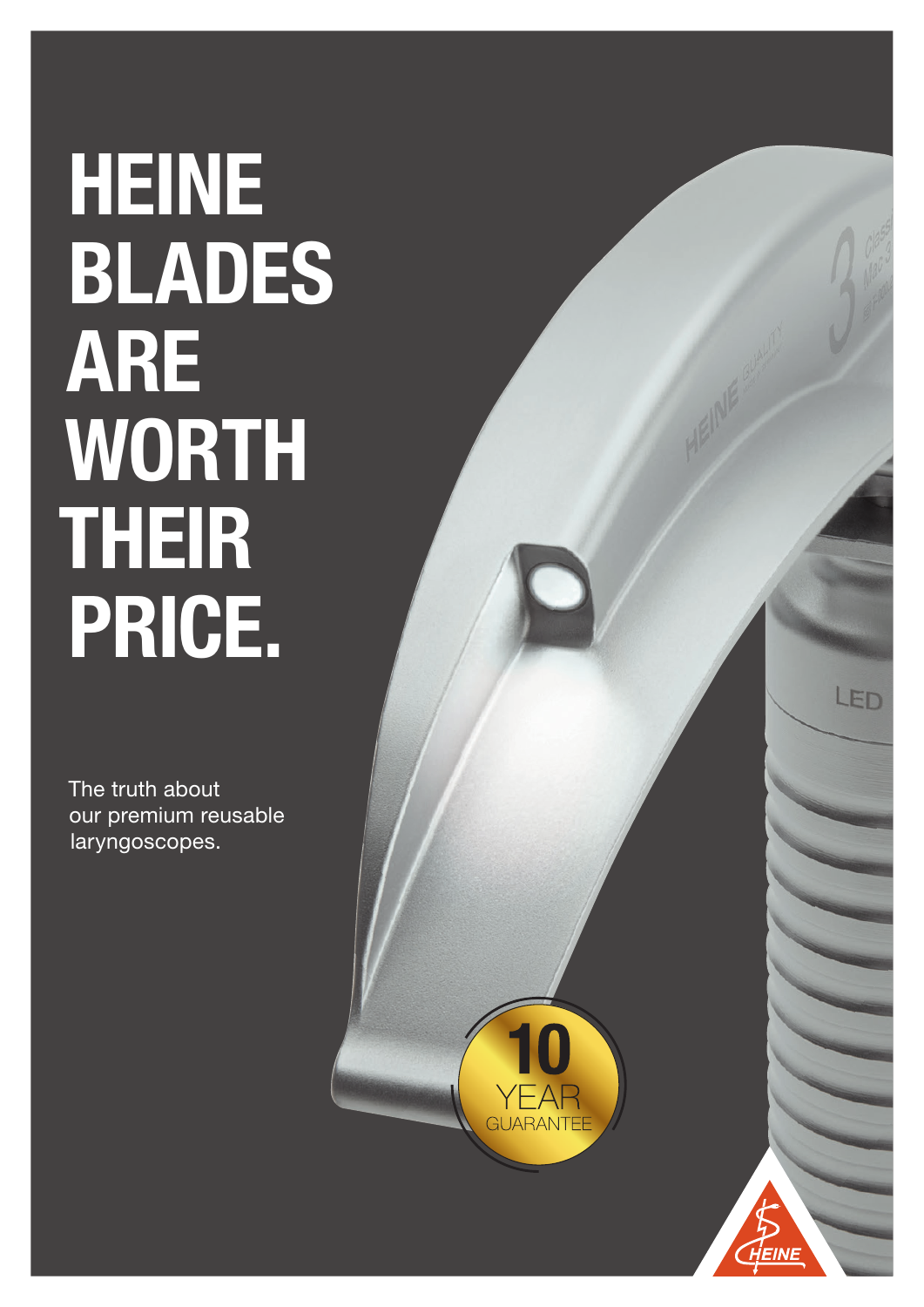# HEINE BLADES ARE WORTH THEIR PRICE.

The truth about our premium reusable laryngoscopes.

10 YEAR GUARANTEE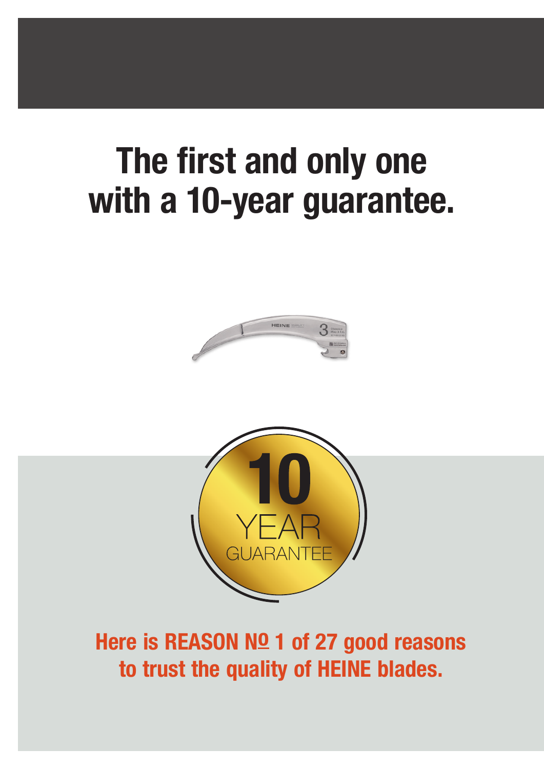# The first and only one with a 10-year guarantee.

10 YEAR GUARANTEE

**Here is REASON № 1 of 27 good reasons to trust the quality of HEINE blades.**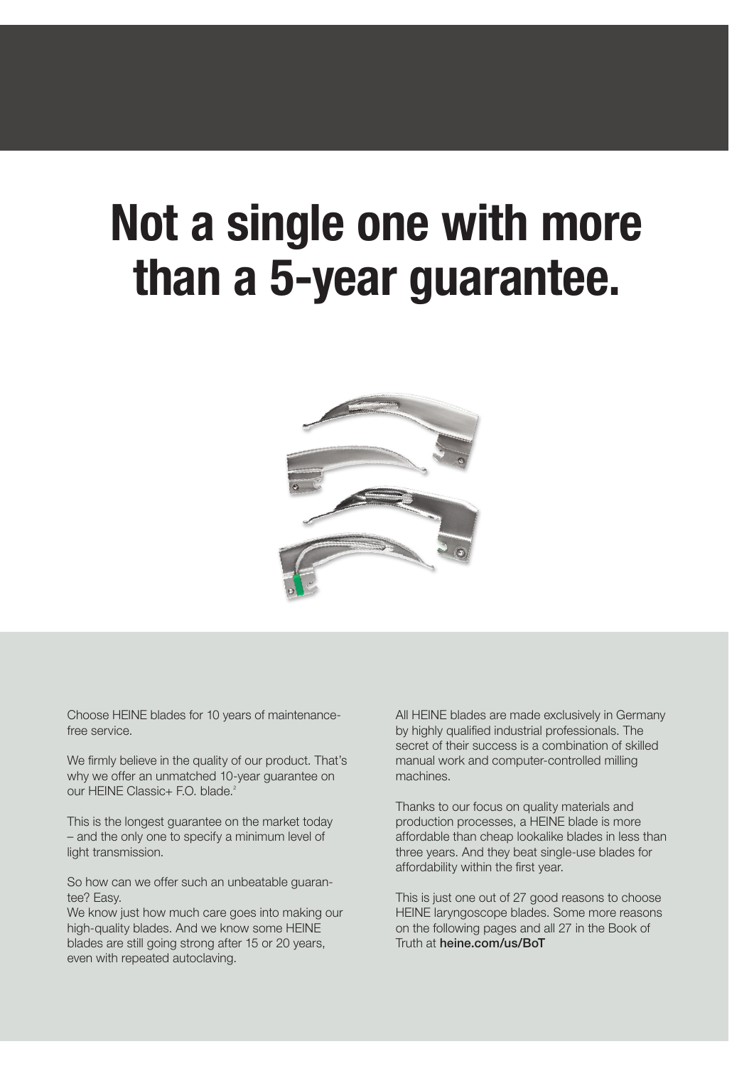# Not a single one with more than a 5-year guarantee.

Choose HEINE blades for 10 years of maintenance-free service.

We firmly believe in the quality of our product. That's why we offer an unmatched 10-year guarantee on our HEINE Classic+ F.O. blade.[2]

This is the longest guarantee on the market today – and the only one to specify a minimum level of light transmission.

So how can we offer such an unbeatable guarantee? Easy.
We know just how much care goes into making our high-quality blades. And we know some HEINE blades are still going strong after 15 or 20 years, even with repeated autoclaving.

All HEINE blades are made exclusively in Germany by highly qualified industrial professionals. The secret of their success is a combination of skilled manual work and computer-controlled milling machines.

Thanks to our focus on quality materials and production processes, a HEINE blade is more affordable than cheap lookalike blades in less than three years. And they beat single-use blades for affordability within the first year.

This is just one out of 27 good reasons to choose HEINE laryngoscope blades. Some more reasons on the following pages and all 27 in the Book of Truth at **heine.com/us/BoT**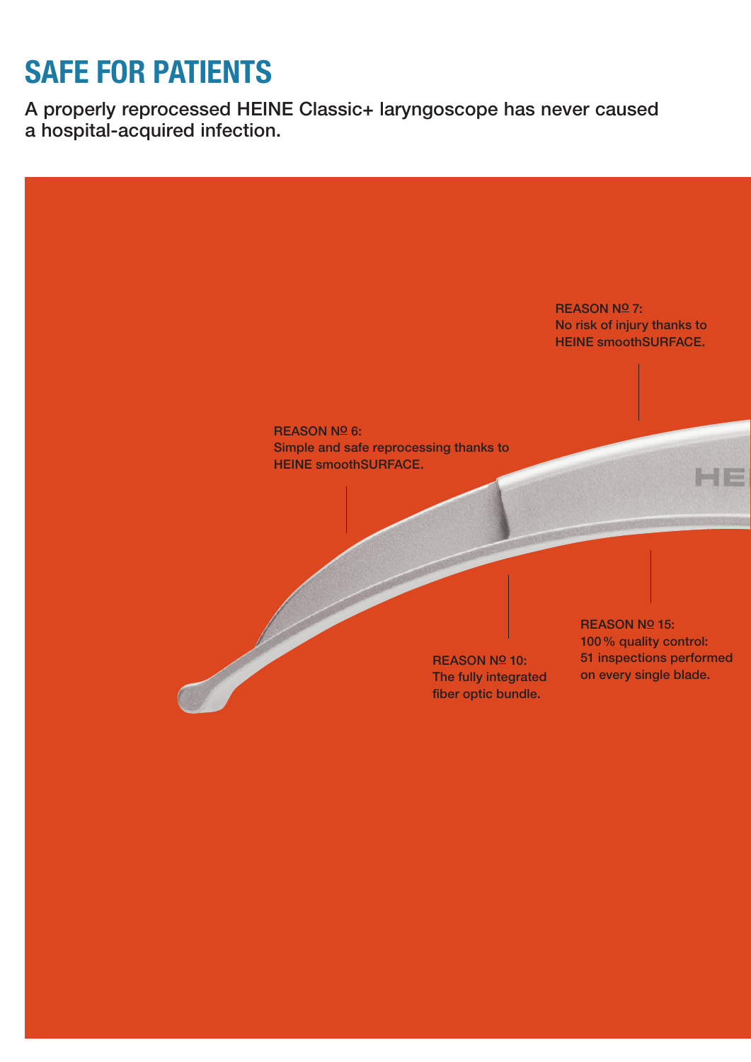# SAFE FOR PATIENTS

A properly reprocessed HEINE Classic+ laryngoscope has never caused a hospital-acquired infection.

REASON Nº 7:
No risk of injury thanks to HEINE smoothSURFACE.

REASON Nº 6:
Simple and safe reprocessing thanks to HEINE smoothSURFACE.

REASON Nº 15:
100 % quality control: 51 inspections performed on every single blade.

REASON Nº 10:
The fully integrated fiber optic bundle.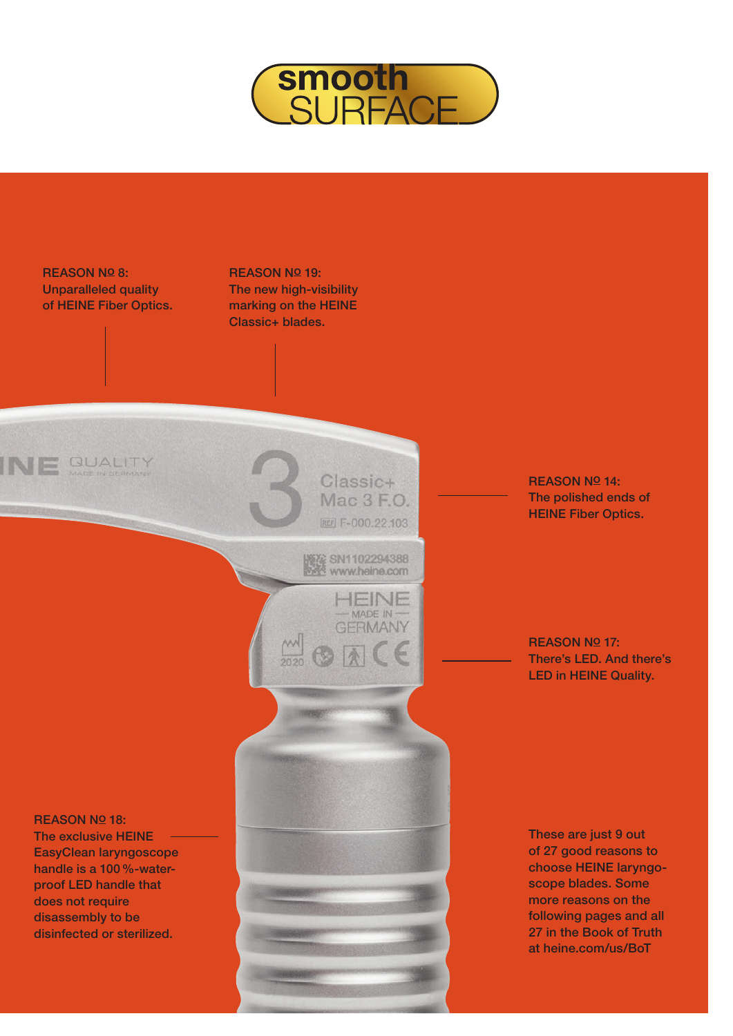# smooth SURFACE

**REASON № 8:**
**Unparalleled quality of HEINE Fiber Optics.**

**REASON № 19:**
**The new high-visibility marking on the HEINE Classic+ blades.**

**REASON № 14:**
**The polished ends of HEINE Fiber Optics.**

**REASON № 17:**
**There's LED. And there's LED in HEINE Quality.**

**REASON № 18:**
**The exclusive HEINE EasyClean laryngoscope handle is a 100 %-waterproof LED handle that does not require disassembly to be disinfected or sterilized.**

These are just 9 out of 27 good reasons to choose HEINE laryngoscope blades. Some more reasons on the following pages and all 27 in the Book of Truth at heine.com/us/BoT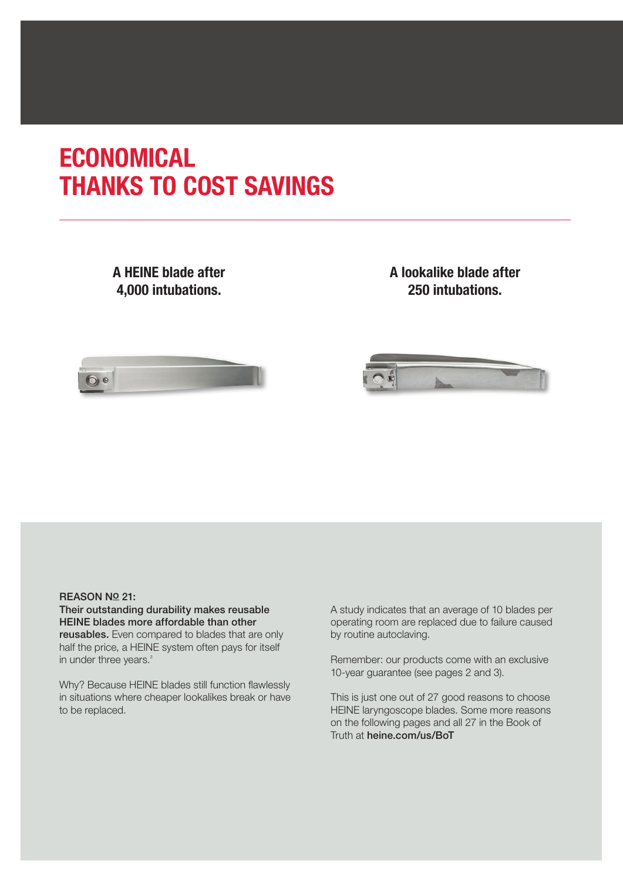# ECONOMICAL THANKS TO COST SAVINGS

**A HEINE blade after 4,000 intubations.**

**A lookalike blade after 250 intubations.**

**REASON № 21:**
**Their outstanding durability makes reusable HEINE blades more affordable than other reusables.** Even compared to blades that are only half the price, a HEINE system often pays for itself in under three years.[3]

Why? Because HEINE blades still function flawlessly in situations where cheaper lookalikes break or have to be replaced.

A study indicates that an average of 10 blades per operating room are replaced due to failure caused by routine autoclaving.

Remember: our products come with an exclusive 10-year guarantee (see pages 2 and 3).

This is just one out of 27 good reasons to choose HEINE laryngoscope blades. Some more reasons on the following pages and all 27 in the Book of Truth at **heine.com/us/BoT**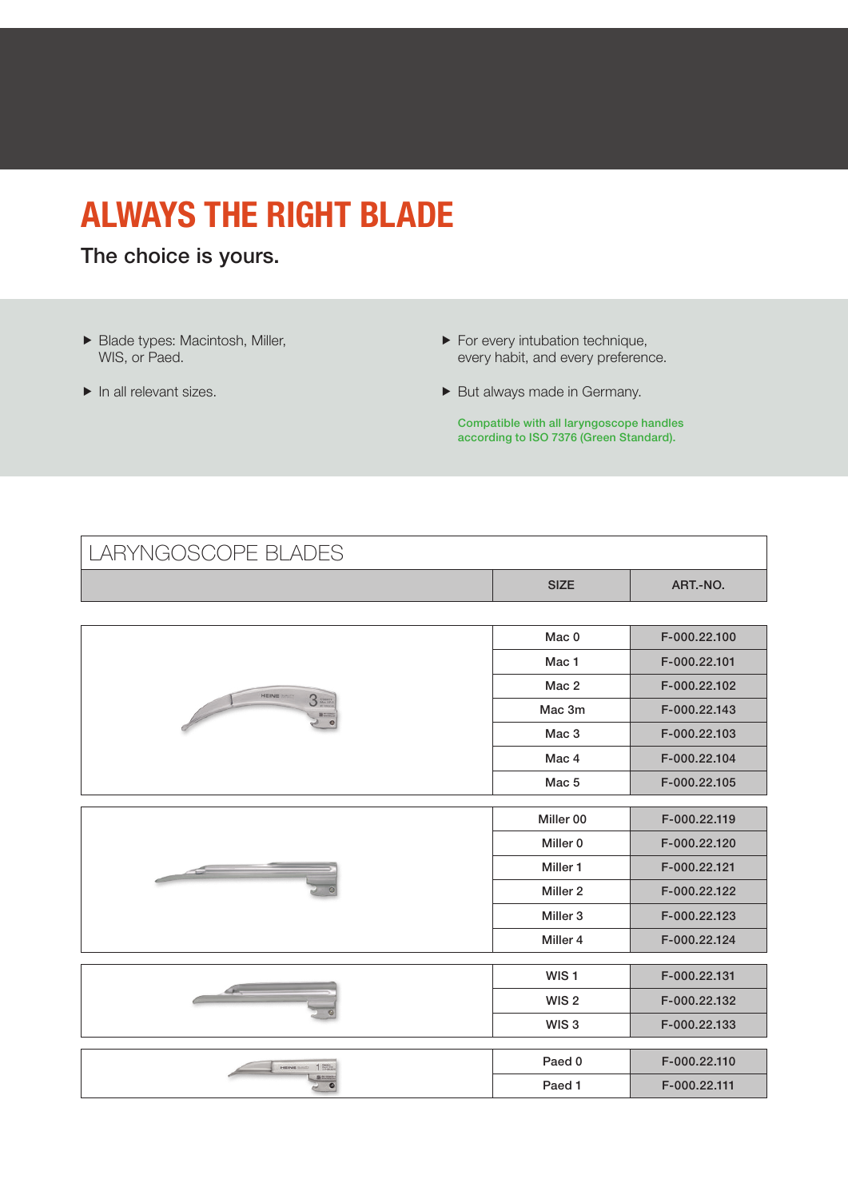# ALWAYS THE RIGHT BLADE

The choice is yours.

- Blade types: Macintosh, Miller, WIS, or Paed.
- In all relevant sizes.
- For every intubation technique, every habit, and every preference.
- But always made in Germany.

Compatible with all laryngoscope handles according to ISO 7376 (Green Standard).

## LARYNGOSCOPE BLADES

| | SIZE | ART.-NO. |
|---|---|---|
| | Mac 0 | F-000.22.100 |
| | Mac 1 | F-000.22.101 |
| | Mac 2 | F-000.22.102 |
| | Mac 3m | F-000.22.143 |
| | Mac 3 | F-000.22.103 |
| | Mac 4 | F-000.22.104 |
| | Mac 5 | F-000.22.105 |
| | Miller 00 | F-000.22.119 |
| | Miller 0 | F-000.22.120 |
| | Miller 1 | F-000.22.121 |
| | Miller 2 | F-000.22.122 |
| | Miller 3 | F-000.22.123 |
| | Miller 4 | F-000.22.124 |
| | WIS 1 | F-000.22.131 |
| | WIS 2 | F-000.22.132 |
| | WIS 3 | F-000.22.133 |
| | Paed 0 | F-000.22.110 |
| | Paed 1 | F-000.22.111 |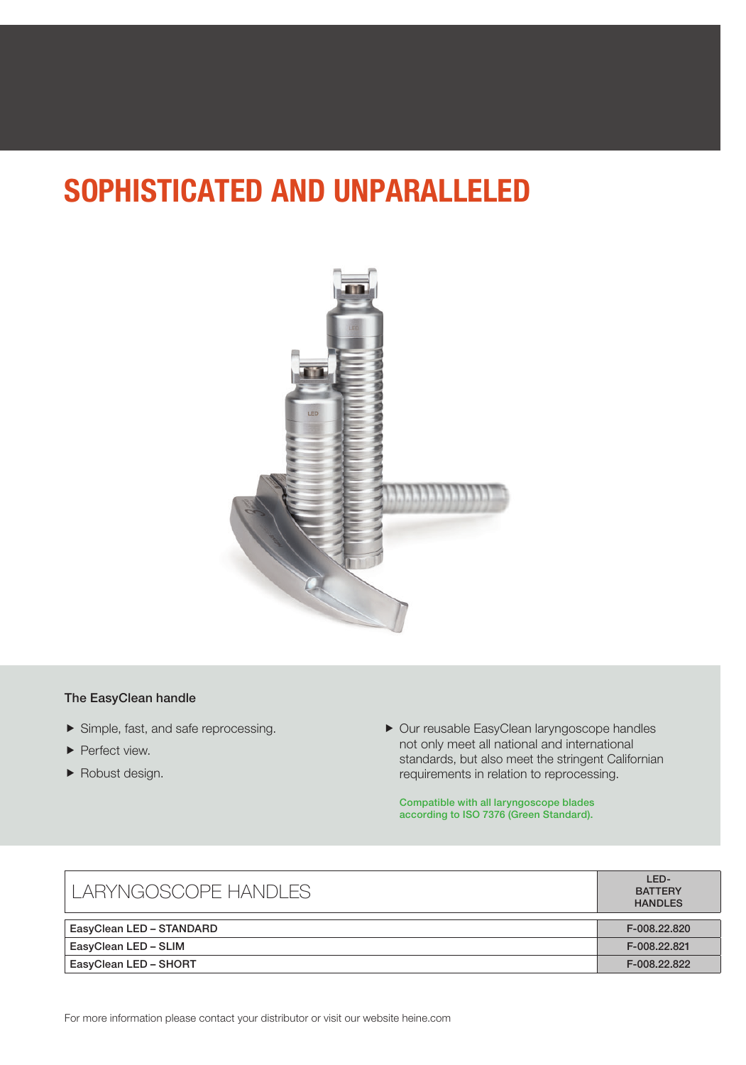# SOPHISTICATED AND UNPARALLELED

### The EasyClean handle

- Simple, fast, and safe reprocessing.
- Perfect view.
- Robust design.
- Our reusable EasyClean laryngoscope handles not only meet all national and international standards, but also meet the stringent Californian requirements in relation to reprocessing.

**Compatible with all laryngoscope blades according to ISO 7376 (Green Standard).**

| LARYNGOSCOPE HANDLES | LED-BATTERY HANDLES |
|---|---|
| **EasyClean LED – STANDARD** | F-008.22.820 |
| **EasyClean LED – SLIM** | F-008.22.821 |
| **EasyClean LED – SHORT** | F-008.22.822 |

For more information please contact your distributor or visit our website heine.com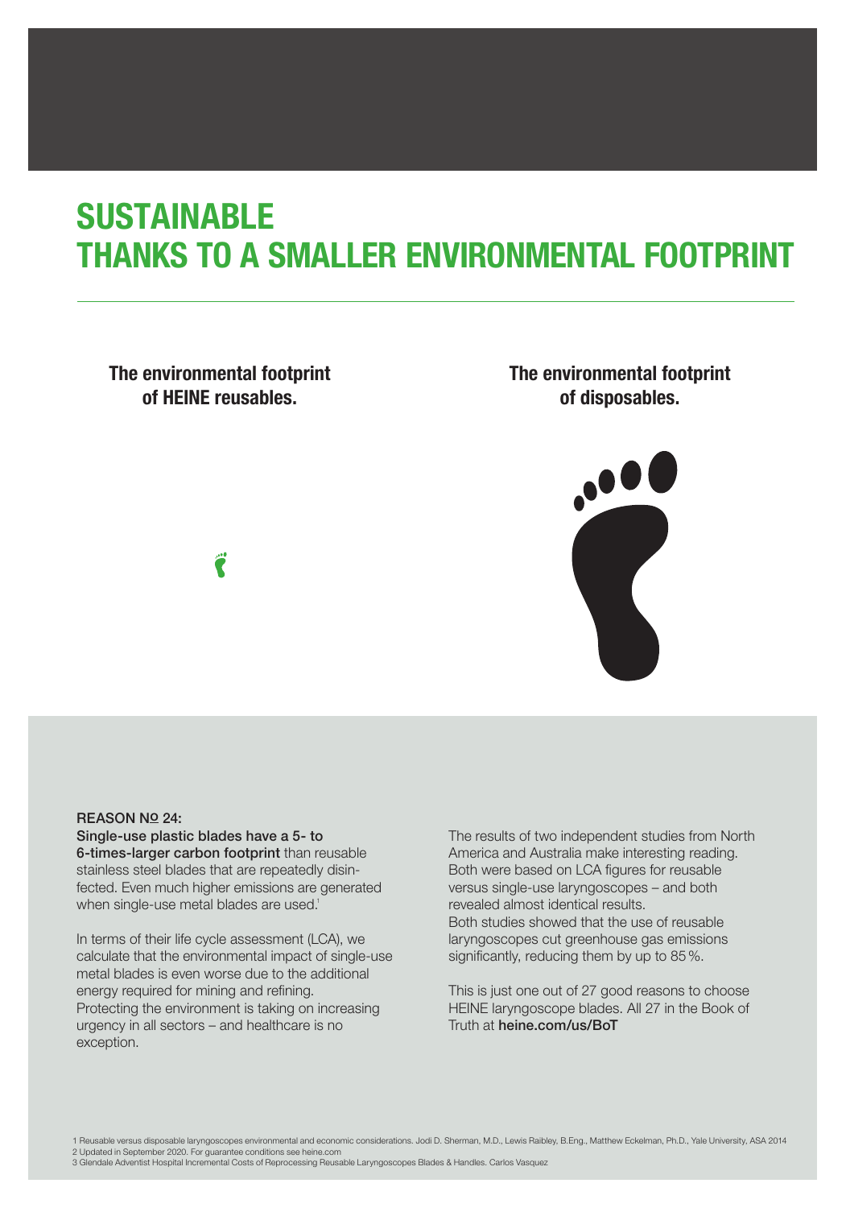# SUSTAINABLE THANKS TO A SMALLER ENVIRONMENTAL FOOTPRINT

**The environmental footprint of HEINE reusables.**

**The environmental footprint of disposables.**

**REASON № 24:**

**Single-use plastic blades have a 5- to 6-times-larger carbon footprint** than reusable stainless steel blades that are repeatedly disinfected. Even much higher emissions are generated when single-use metal blades are used.[1]

In terms of their life cycle assessment (LCA), we calculate that the environmental impact of single-use metal blades is even worse due to the additional energy required for mining and refining. Protecting the environment is taking on increasing urgency in all sectors – and healthcare is no exception.

The results of two independent studies from North America and Australia make interesting reading. Both were based on LCA figures for reusable versus single-use laryngoscopes – and both revealed almost identical results. Both studies showed that the use of reusable laryngoscopes cut greenhouse gas emissions significantly, reducing them by up to 85 %.

This is just one out of 27 good reasons to choose HEINE laryngoscope blades. All 27 in the Book of Truth at **heine.com/us/BoT**

1 Reusable versus disposable laryngoscopes environmental and economic considerations. Jodi D. Sherman, M.D., Lewis Raibley, B.Eng., Matthew Eckelman, Ph.D., Yale University, ASA 2014
2 Updated in September 2020. For guarantee conditions see heine.com
3 Glendale Adventist Hospital Incremental Costs of Reprocessing Reusable Laryngoscopes Blades & Handles. Carlos Vasquez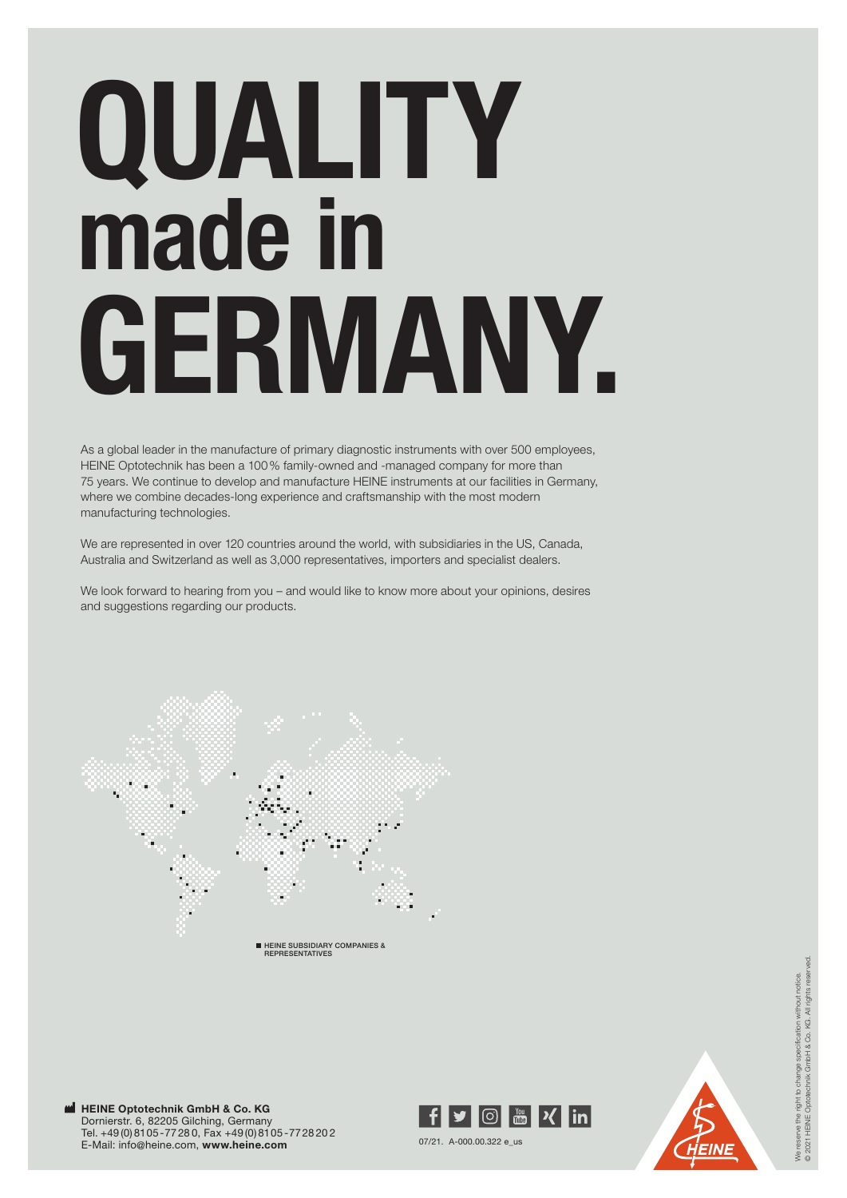# QUALITY made in GERMANY.

As a global leader in the manufacture of primary diagnostic instruments with over 500 employees, HEINE Optotechnik has been a 100% family-owned and -managed company for more than 75 years. We continue to develop and manufacture HEINE instruments at our facilities in Germany, where we combine decades-long experience and craftsmanship with the most modern manufacturing technologies.

We are represented in over 120 countries around the world, with subsidiaries in the US, Canada, Australia and Switzerland as well as 3,000 representatives, importers and specialist dealers.

We look forward to hearing from you – and would like to know more about your opinions, desires and suggestions regarding our products.

HEINE SUBSIDIARY COMPANIES & REPRESENTATIVES

**HEINE Optotechnik GmbH & Co. KG**
Dornierstr. 6, 82205 Gilching, Germany
Tel. +49(0)8105-77280, Fax +49(0)8105-7728202
E-Mail: info@heine.com, **www.heine.com**

07/21. A-000.00.322 e_us

We reserve the right to change specification without notice.
© 2021 HEINE Optotechnik GmbH & Co. KG. All rights reserved.